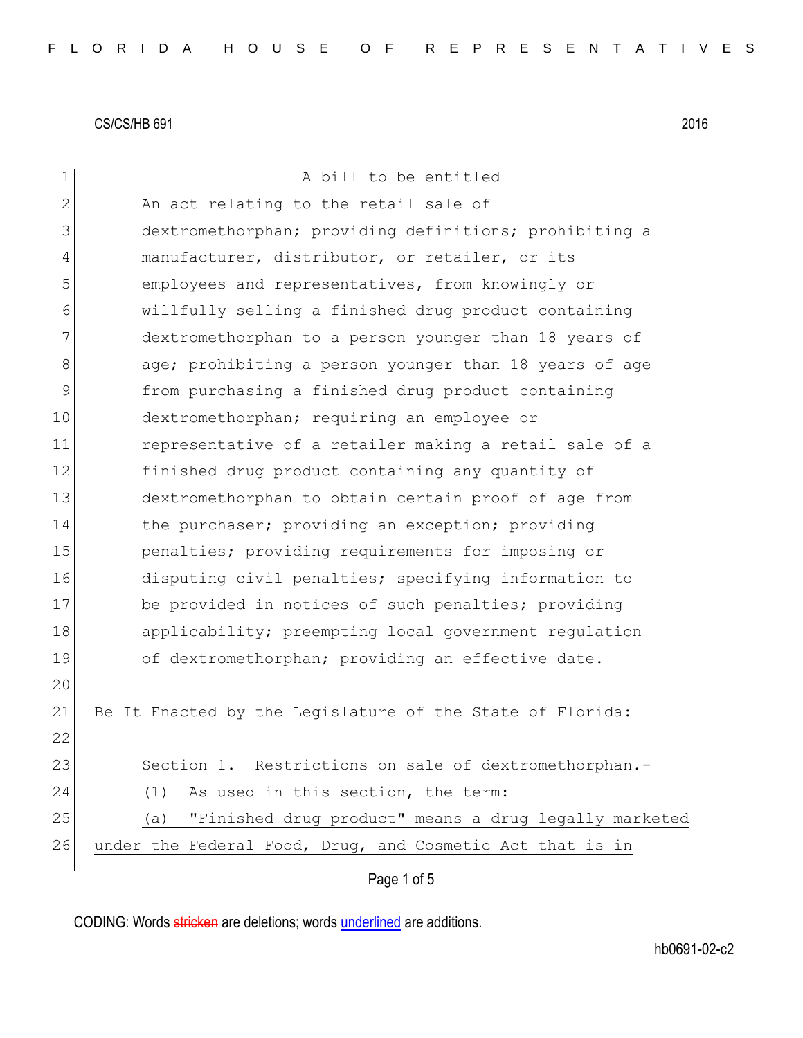CS/CS/HB 691 2016

A bill to be entitled

An act relating to the retail sale of dextromethorphan; providing definitions; prohibiting a manufacturer, distributor, or retailer, or its employees and representatives, from knowingly or willfully selling a finished drug product containing dextromethorphan to a person younger than 18 years of age; prohibiting a person younger than 18 years of age from purchasing a finished drug product containing dextromethorphan; requiring an employee or representative of a retailer making a retail sale of a finished drug product containing any quantity of dextromethorphan to obtain certain proof of age from the purchaser; providing an exception; providing penalties; providing requirements for imposing or disputing civil penalties; specifying information to be provided in notices of such penalties; providing applicability; preempting local government regulation of dextromethorphan; providing an effective date.

Be It Enacted by the Legislature of the State of Florida:

Section 1. Restrictions on sale of dextromethorphan.-

(1) As used in this section, the term:

(a) "Finished drug product" means a drug legally marketed under the Federal Food, Drug, and Cosmetic Act that is in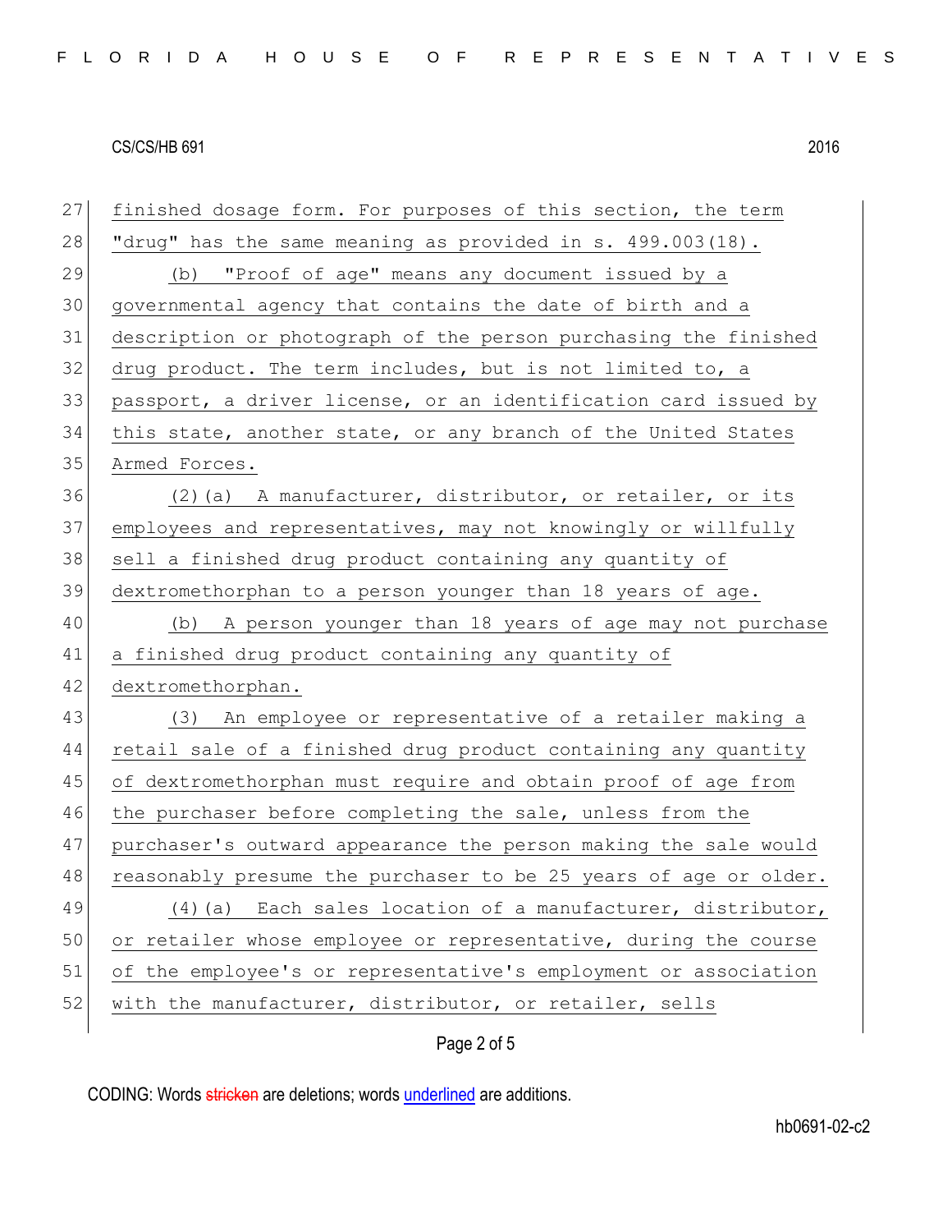finished dosage form. For purposes of this section, the term "drug" has the same meaning as provided in s. 499.003(18).

(b) "Proof of age" means any document issued by a governmental agency that contains the date of birth and a description or photograph of the person purchasing the finished drug product. The term includes, but is not limited to, a passport, a driver license, or an identification card issued by this state, another state, or any branch of the United States Armed Forces.

(2)(a) A manufacturer, distributor, or retailer, or its employees and representatives, may not knowingly or willfully sell a finished drug product containing any quantity of dextromethorphan to a person younger than 18 years of age.

(b) A person younger than 18 years of age may not purchase a finished drug product containing any quantity of dextromethorphan.

(3) An employee or representative of a retailer making a retail sale of a finished drug product containing any quantity of dextromethorphan must require and obtain proof of age from the purchaser before completing the sale, unless from the purchaser's outward appearance the person making the sale would reasonably presume the purchaser to be 25 years of age or older.

(4)(a) Each sales location of a manufacturer, distributor, or retailer whose employee or representative, during the course of the employee's or representative's employment or association with the manufacturer, distributor, or retailer, sells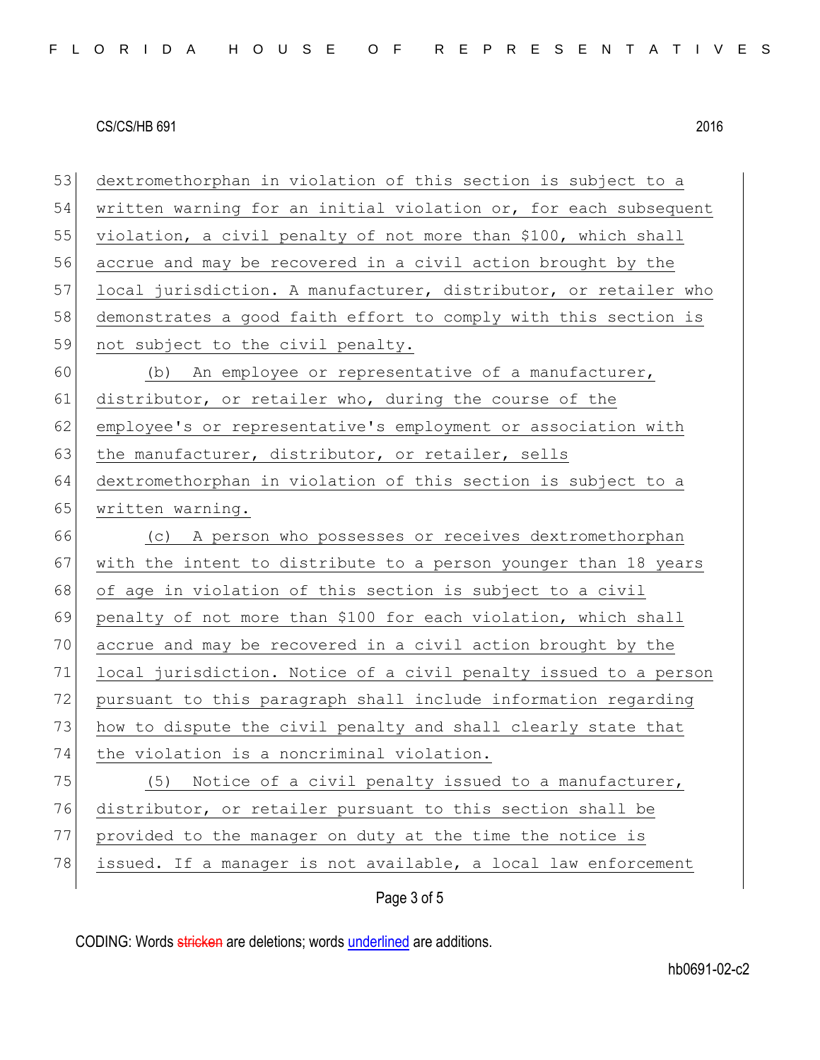53 dextromethorphan in violation of this section is subject to a
54 written warning for an initial violation or, for each subsequent
55 violation, a civil penalty of not more than $100, which shall
56 accrue and may be recovered in a civil action brought by the
57 local jurisdiction. A manufacturer, distributor, or retailer who
58 demonstrates a good faith effort to comply with this section is
59 not subject to the civil penalty.

60 (b) An employee or representative of a manufacturer,
61 distributor, or retailer who, during the course of the
62 employee's or representative's employment or association with
63 the manufacturer, distributor, or retailer, sells
64 dextromethorphan in violation of this section is subject to a
65 written warning.

66 (c) A person who possesses or receives dextromethorphan
67 with the intent to distribute to a person younger than 18 years
68 of age in violation of this section is subject to a civil
69 penalty of not more than $100 for each violation, which shall
70 accrue and may be recovered in a civil action brought by the
71 local jurisdiction. Notice of a civil penalty issued to a person
72 pursuant to this paragraph shall include information regarding
73 how to dispute the civil penalty and shall clearly state that
74 the violation is a noncriminal violation.

75 (5) Notice of a civil penalty issued to a manufacturer,
76 distributor, or retailer pursuant to this section shall be
77 provided to the manager on duty at the time the notice is
78 issued. If a manager is not available, a local law enforcement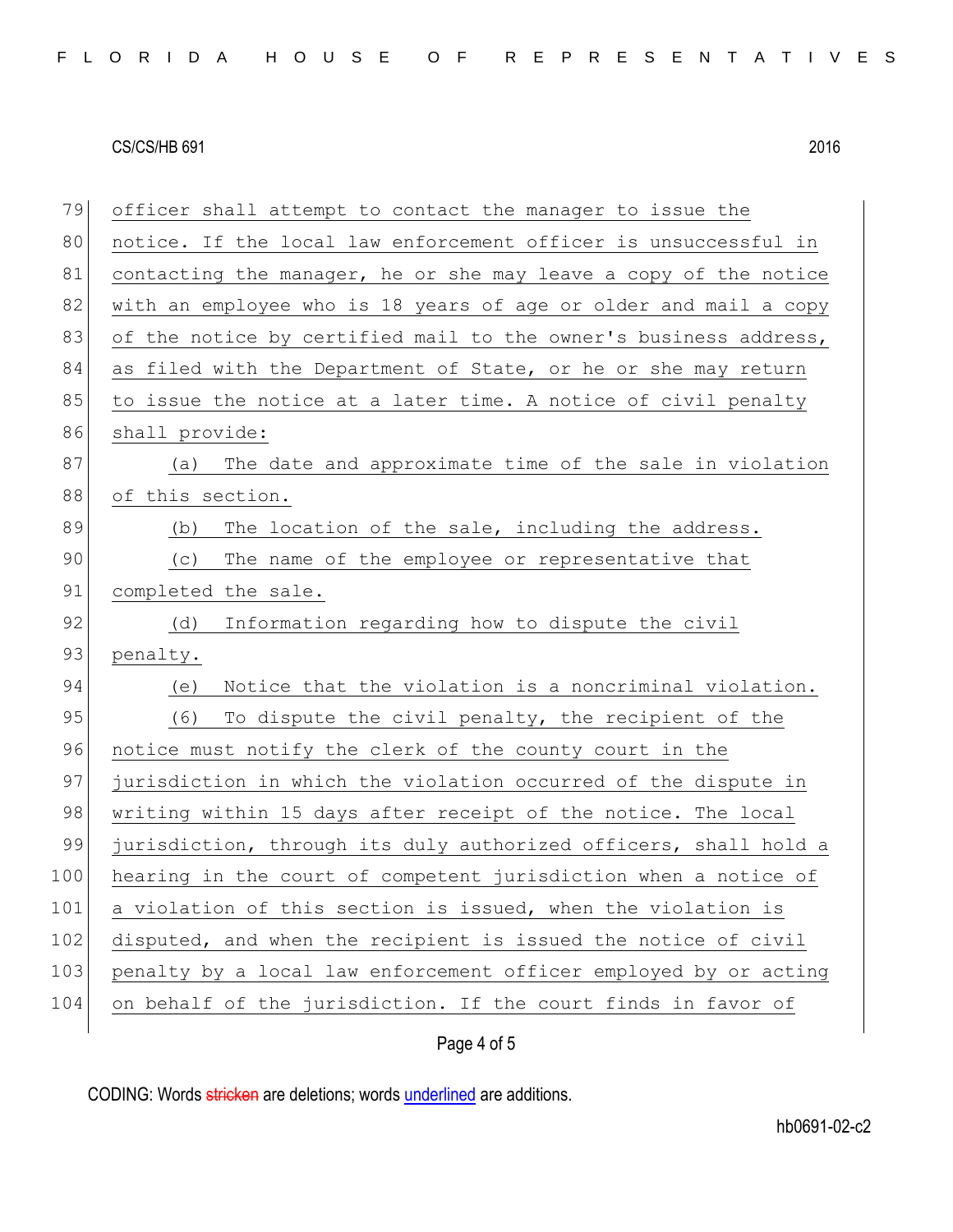officer shall attempt to contact the manager to issue the notice. If the local law enforcement officer is unsuccessful in contacting the manager, he or she may leave a copy of the notice with an employee who is 18 years of age or older and mail a copy of the notice by certified mail to the owner's business address, as filed with the Department of State, or he or she may return to issue the notice at a later time. A notice of civil penalty shall provide:

(a) The date and approximate time of the sale in violation of this section.

(b) The location of the sale, including the address.

(c) The name of the employee or representative that completed the sale.

(d) Information regarding how to dispute the civil penalty.

(e) Notice that the violation is a noncriminal violation.

(6) To dispute the civil penalty, the recipient of the notice must notify the clerk of the county court in the jurisdiction in which the violation occurred of the dispute in writing within 15 days after receipt of the notice. The local jurisdiction, through its duly authorized officers, shall hold a hearing in the court of competent jurisdiction when a notice of a violation of this section is issued, when the violation is disputed, and when the recipient is issued the notice of civil penalty by a local law enforcement officer employed by or acting on behalf of the jurisdiction. If the court finds in favor of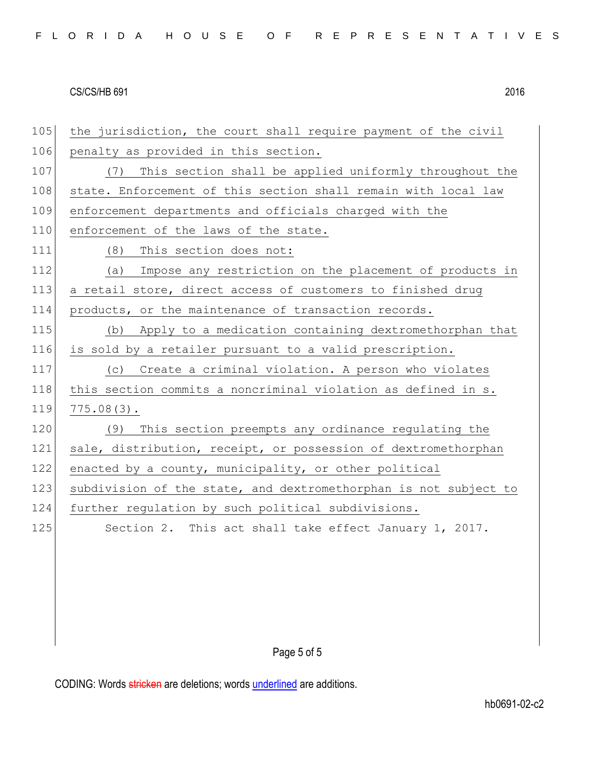the jurisdiction, the court shall require payment of the civil penalty as provided in this section.

(7) This section shall be applied uniformly throughout the state. Enforcement of this section shall remain with local law enforcement departments and officials charged with the enforcement of the laws of the state.

(8) This section does not:

(a) Impose any restriction on the placement of products in a retail store, direct access of customers to finished drug products, or the maintenance of transaction records.

(b) Apply to a medication containing dextromethorphan that is sold by a retailer pursuant to a valid prescription.

(c) Create a criminal violation. A person who violates this section commits a noncriminal violation as defined in s. 775.08(3).

(9) This section preempts any ordinance regulating the sale, distribution, receipt, or possession of dextromethorphan enacted by a county, municipality, or other political subdivision of the state, and dextromethorphan is not subject to further regulation by such political subdivisions.

Section 2. This act shall take effect January 1, 2017.

CODING: Words stricken are deletions; words underlined are additions.